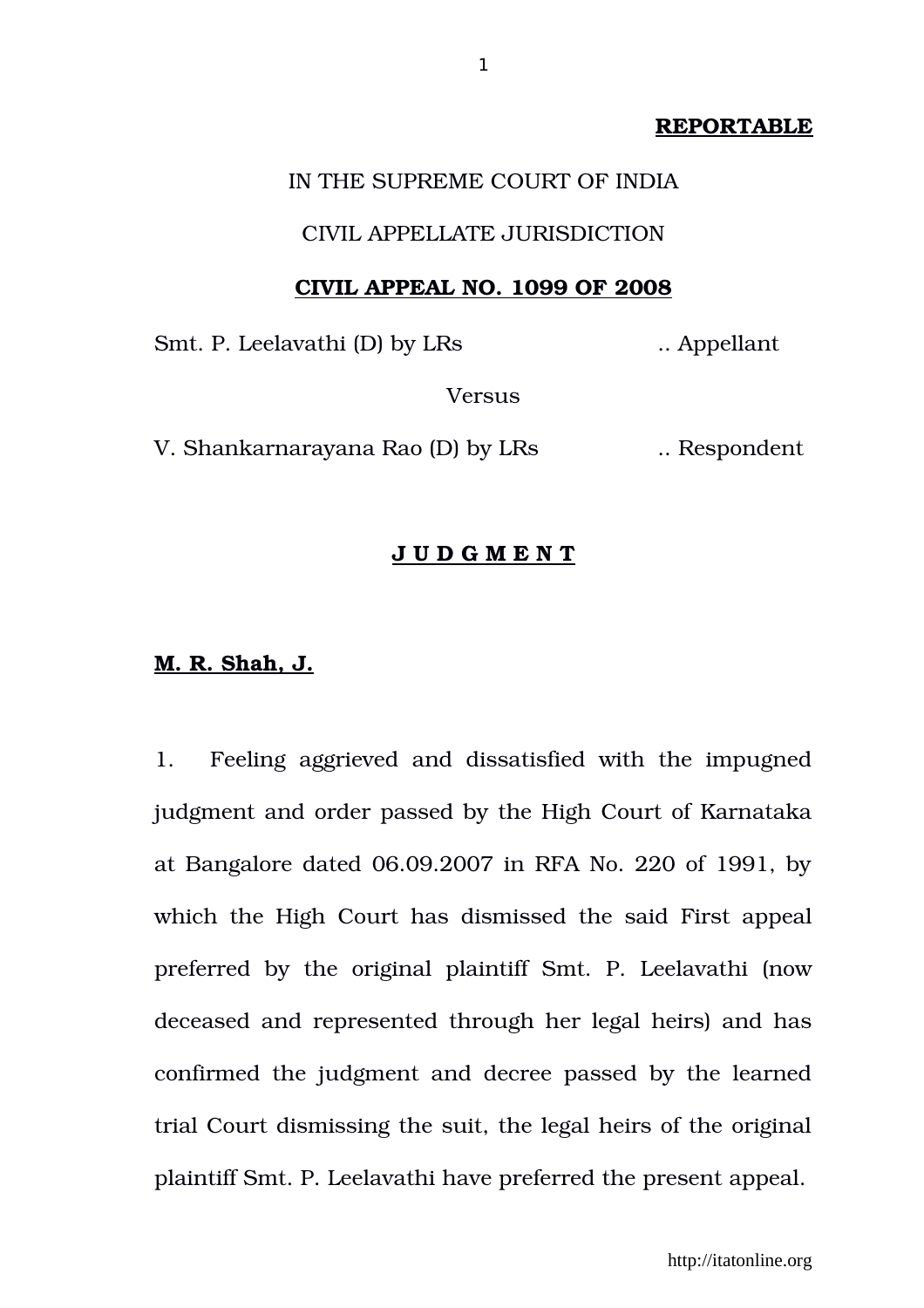**REPORTABLE**

IN THE SUPREME COURT OF INDIA

CIVIL APPELLATE JURISDICTION

**CIVIL APPEAL NO. 1099 OF 2008**

Smt. P. Leelavathi (D) by LRs .. Appellant

Versus

V. Shankarnarayana Rao (D) by LRs .. Respondent

**J U D G M E N T**

**M. R. Shah, J.**

1. Feeling aggrieved and dissatisfied with the impugned judgment and order passed by the High Court of Karnataka at Bangalore dated 06.09.2007 in RFA No. 220 of 1991, by which the High Court has dismissed the said First appeal preferred by the original plaintiff Smt. P. Leelavathi (now deceased and represented through her legal heirs) and has confirmed the judgment and decree passed by the learned trial Court dismissing the suit, the legal heirs of the original plaintiff Smt. P. Leelavathi have preferred the present appeal.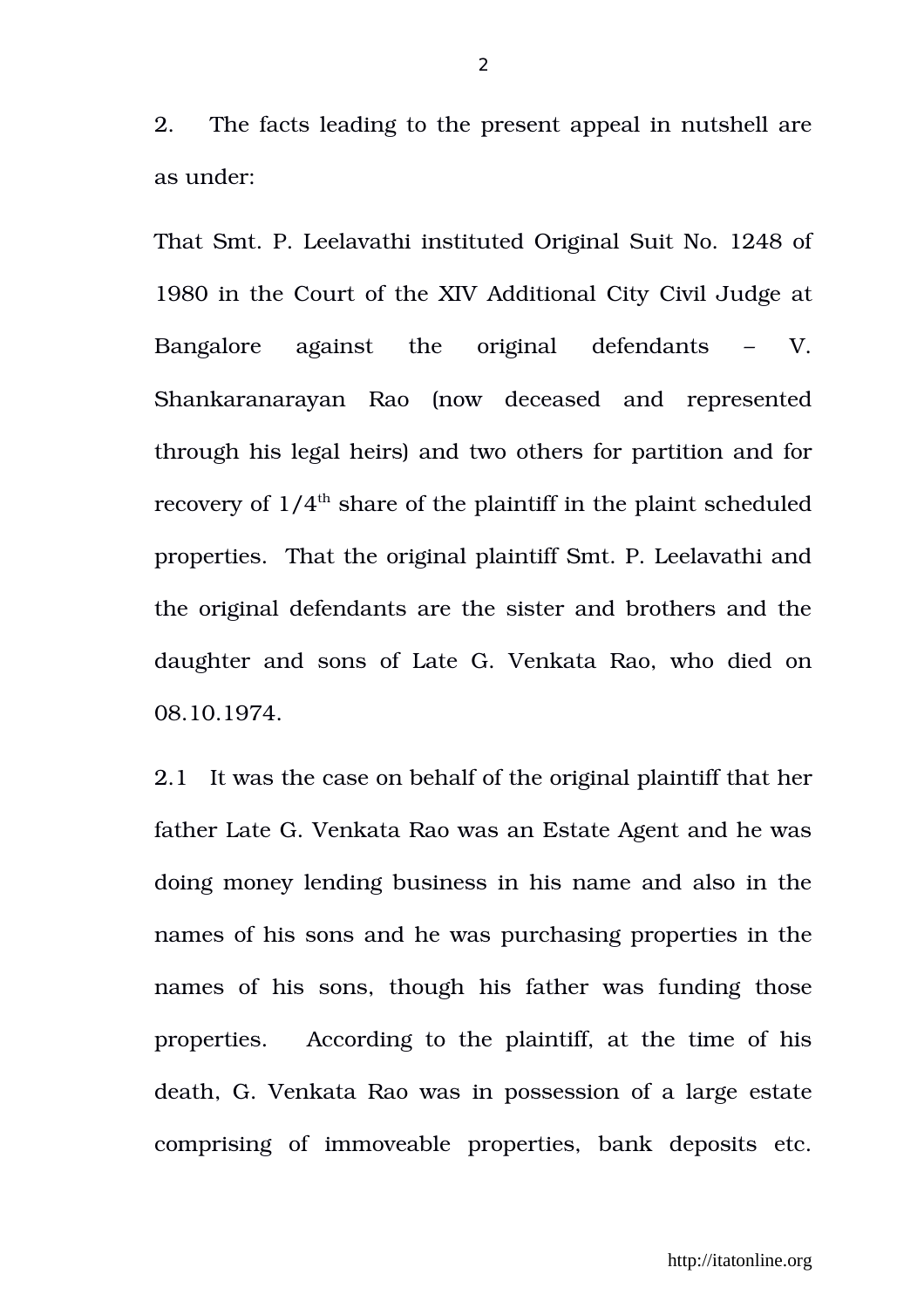2. The facts leading to the present appeal in nutshell are as under:

That Smt. P. Leelavathi instituted Original Suit No. 1248 of 1980 in the Court of the XIV Additional City Civil Judge at Bangalore against the original defendants – V. Shankaranarayan Rao (now deceased and represented through his legal heirs) and two others for partition and for recovery of 1/4th share of the plaintiff in the plaint scheduled properties. That the original plaintiff Smt. P. Leelavathi and the original defendants are the sister and brothers and the daughter and sons of Late G. Venkata Rao, who died on 08.10.1974.

2.1 It was the case on behalf of the original plaintiff that her father Late G. Venkata Rao was an Estate Agent and he was doing money lending business in his name and also in the names of his sons and he was purchasing properties in the names of his sons, though his father was funding those properties. According to the plaintiff, at the time of his death, G. Venkata Rao was in possession of a large estate comprising of immoveable properties, bank deposits etc.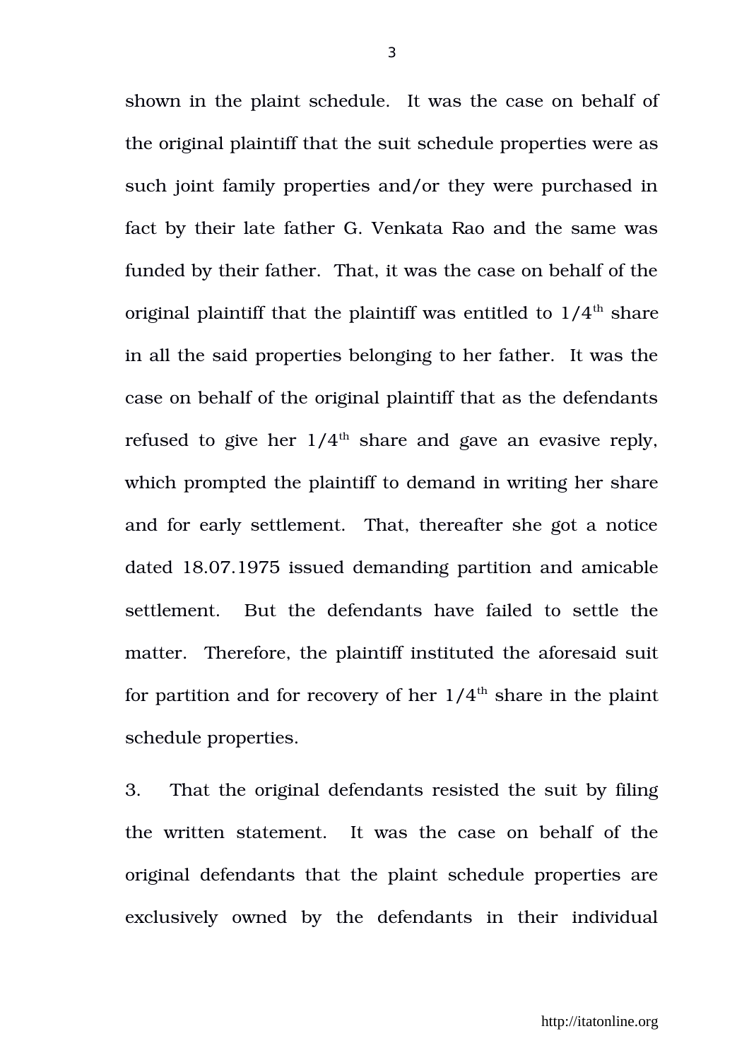shown in the plaint schedule. It was the case on behalf of the original plaintiff that the suit schedule properties were as such joint family properties and/or they were purchased in fact by their late father G. Venkata Rao and the same was funded by their father. That, it was the case on behalf of the original plaintiff that the plaintiff was entitled to $1/4^{th}$ share in all the said properties belonging to her father. It was the case on behalf of the original plaintiff that as the defendants refused to give her $1/4^{th}$ share and gave an evasive reply, which prompted the plaintiff to demand in writing her share and for early settlement. That, thereafter she got a notice dated 18.07.1975 issued demanding partition and amicable settlement. But the defendants have failed to settle the matter. Therefore, the plaintiff instituted the aforesaid suit for partition and for recovery of her $1/4^{th}$ share in the plaint schedule properties.

3. That the original defendants resisted the suit by filing the written statement. It was the case on behalf of the original defendants that the plaint schedule properties are exclusively owned by the defendants in their individual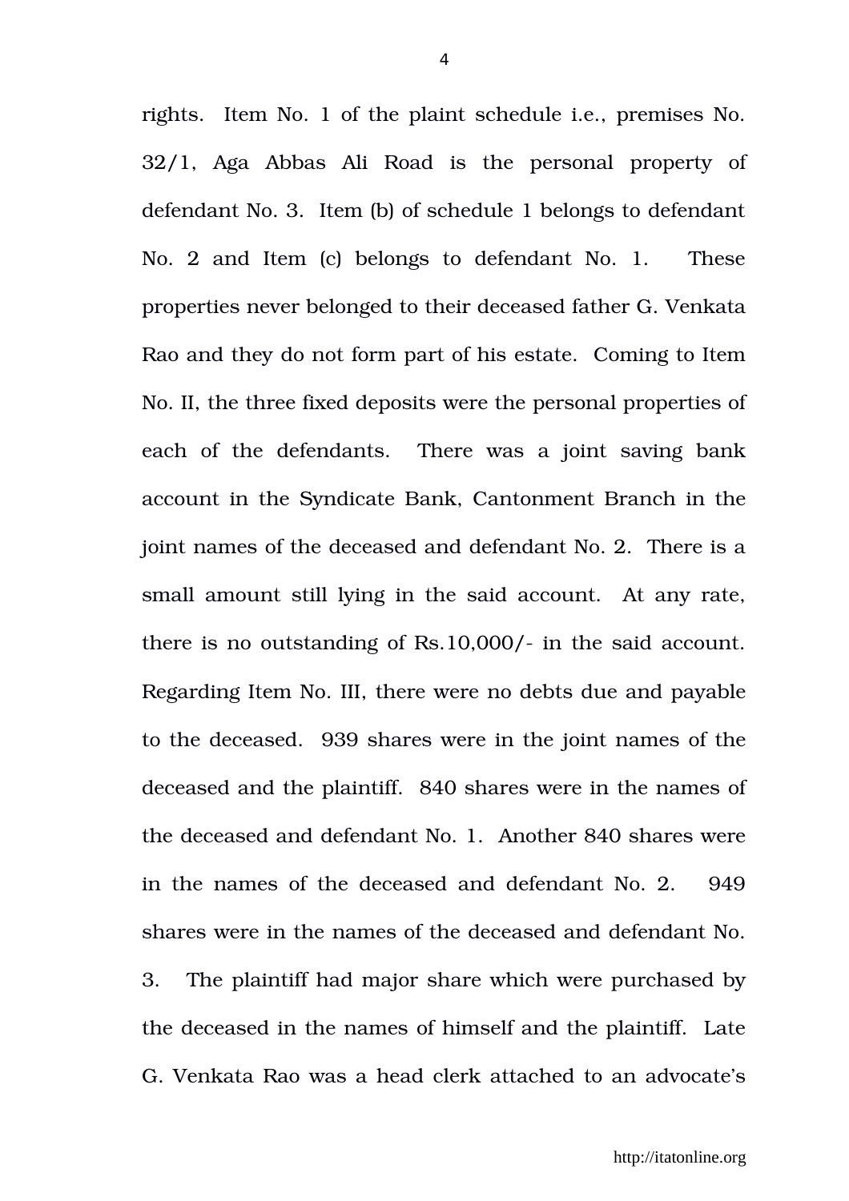rights. Item No. 1 of the plaint schedule i.e., premises No. 32/1, Aga Abbas Ali Road is the personal property of defendant No. 3. Item (b) of schedule 1 belongs to defendant No. 2 and Item (c) belongs to defendant No. 1. These properties never belonged to their deceased father G. Venkata Rao and they do not form part of his estate. Coming to Item No. II, the three fixed deposits were the personal properties of each of the defendants. There was a joint saving bank account in the Syndicate Bank, Cantonment Branch in the joint names of the deceased and defendant No. 2. There is a small amount still lying in the said account. At any rate, there is no outstanding of Rs.10,000/- in the said account. Regarding Item No. III, there were no debts due and payable to the deceased. 939 shares were in the joint names of the deceased and the plaintiff. 840 shares were in the names of the deceased and defendant No. 1. Another 840 shares were in the names of the deceased and defendant No. 2. 949 shares were in the names of the deceased and defendant No. 3. The plaintiff had major share which were purchased by the deceased in the names of himself and the plaintiff. Late G. Venkata Rao was a head clerk attached to an advocate's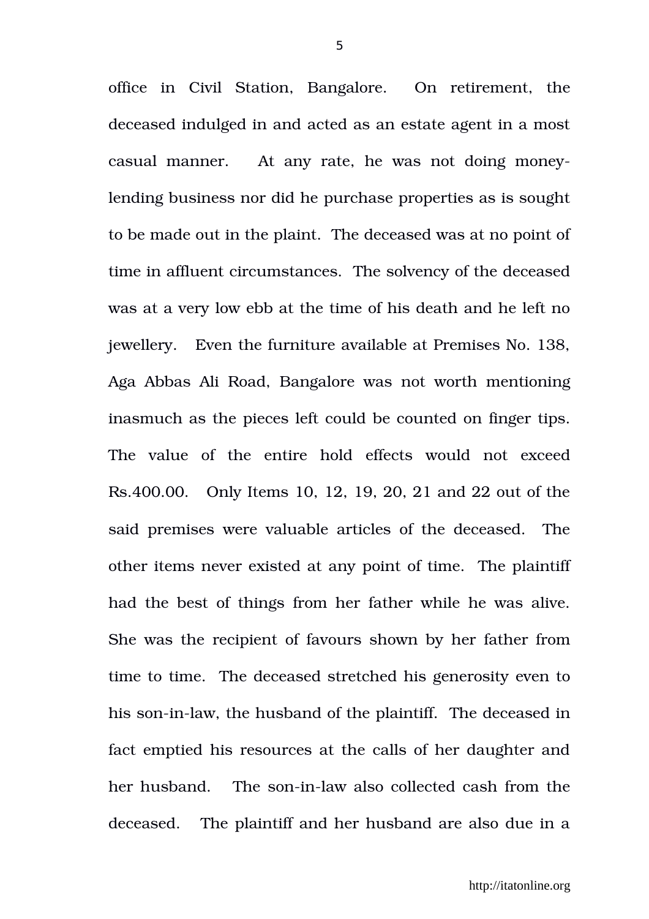office in Civil Station, Bangalore. On retirement, the deceased indulged in and acted as an estate agent in a most casual manner. At any rate, he was not doing money-lending business nor did he purchase properties as is sought to be made out in the plaint. The deceased was at no point of time in affluent circumstances. The solvency of the deceased was at a very low ebb at the time of his death and he left no jewellery. Even the furniture available at Premises No. 138, Aga Abbas Ali Road, Bangalore was not worth mentioning inasmuch as the pieces left could be counted on finger tips. The value of the entire hold effects would not exceed Rs.400.00. Only Items 10, 12, 19, 20, 21 and 22 out of the said premises were valuable articles of the deceased. The other items never existed at any point of time. The plaintiff had the best of things from her father while he was alive. She was the recipient of favours shown by her father from time to time. The deceased stretched his generosity even to his son-in-law, the husband of the plaintiff. The deceased in fact emptied his resources at the calls of her daughter and her husband. The son-in-law also collected cash from the deceased. The plaintiff and her husband are also due in a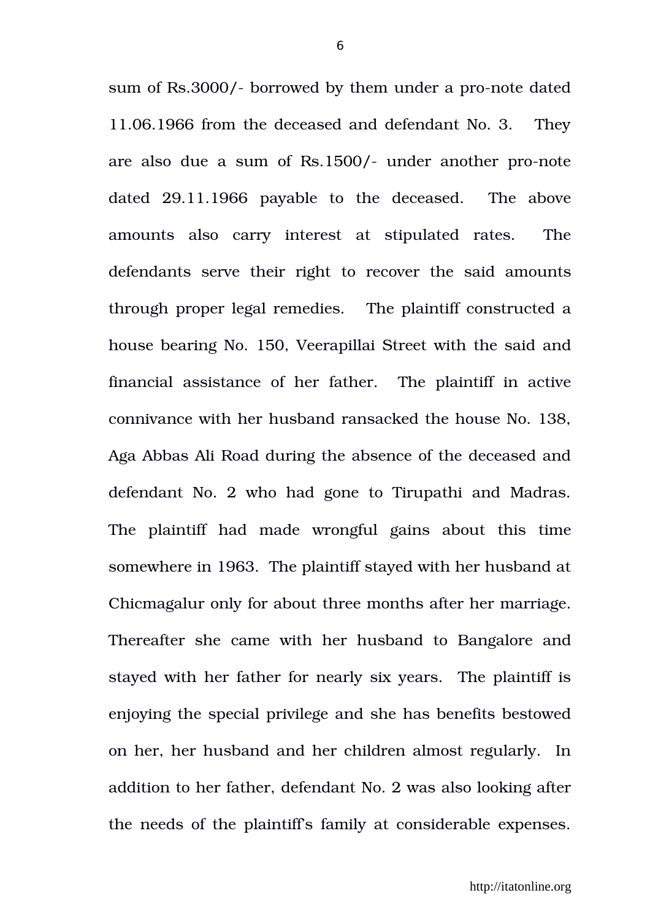sum of Rs.3000/- borrowed by them under a pro-note dated 11.06.1966 from the deceased and defendant No. 3. They are also due a sum of Rs.1500/- under another pro-note dated 29.11.1966 payable to the deceased. The above amounts also carry interest at stipulated rates. The defendants serve their right to recover the said amounts through proper legal remedies. The plaintiff constructed a house bearing No. 150, Veerapillai Street with the said and financial assistance of her father. The plaintiff in active connivance with her husband ransacked the house No. 138, Aga Abbas Ali Road during the absence of the deceased and defendant No. 2 who had gone to Tirupathi and Madras. The plaintiff had made wrongful gains about this time somewhere in 1963. The plaintiff stayed with her husband at Chicmagalur only for about three months after her marriage. Thereafter she came with her husband to Bangalore and stayed with her father for nearly six years. The plaintiff is enjoying the special privilege and she has benefits bestowed on her, her husband and her children almost regularly. In addition to her father, defendant No. 2 was also looking after the needs of the plaintiff's family at considerable expenses.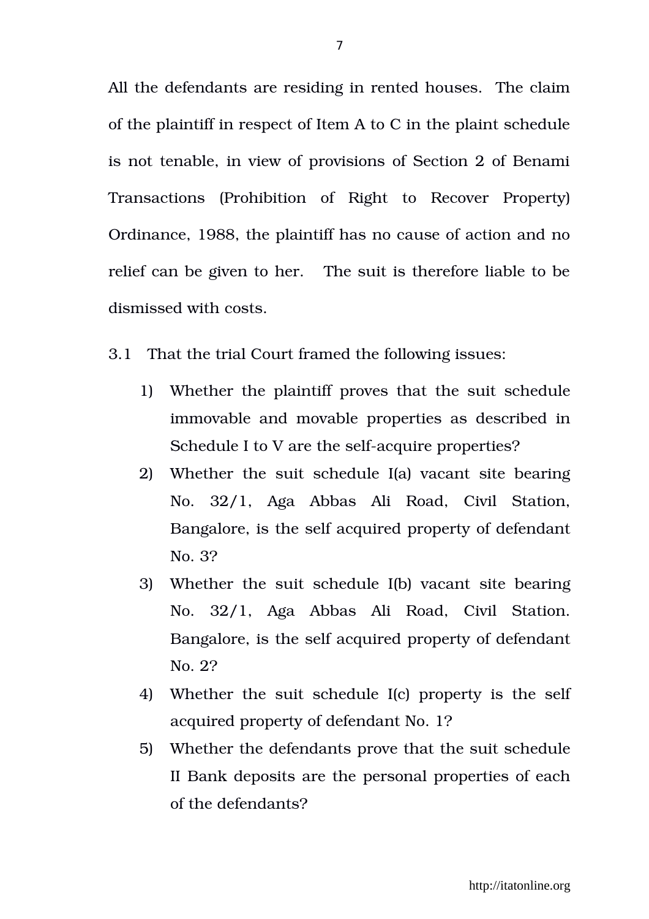All the defendants are residing in rented houses. The claim of the plaintiff in respect of Item A to C in the plaint schedule is not tenable, in view of provisions of Section 2 of Benami Transactions (Prohibition of Right to Recover Property) Ordinance, 1988, the plaintiff has no cause of action and no relief can be given to her. The suit is therefore liable to be dismissed with costs.

3.1 That the trial Court framed the following issues:

1) Whether the plaintiff proves that the suit schedule immovable and movable properties as described in Schedule I to V are the self-acquire properties?
2) Whether the suit schedule I(a) vacant site bearing No. 32/1, Aga Abbas Ali Road, Civil Station, Bangalore, is the self acquired property of defendant No. 3?
3) Whether the suit schedule I(b) vacant site bearing No. 32/1, Aga Abbas Ali Road, Civil Station. Bangalore, is the self acquired property of defendant No. 2?
4) Whether the suit schedule I(c) property is the self acquired property of defendant No. 1?
5) Whether the defendants prove that the suit schedule II Bank deposits are the personal properties of each of the defendants?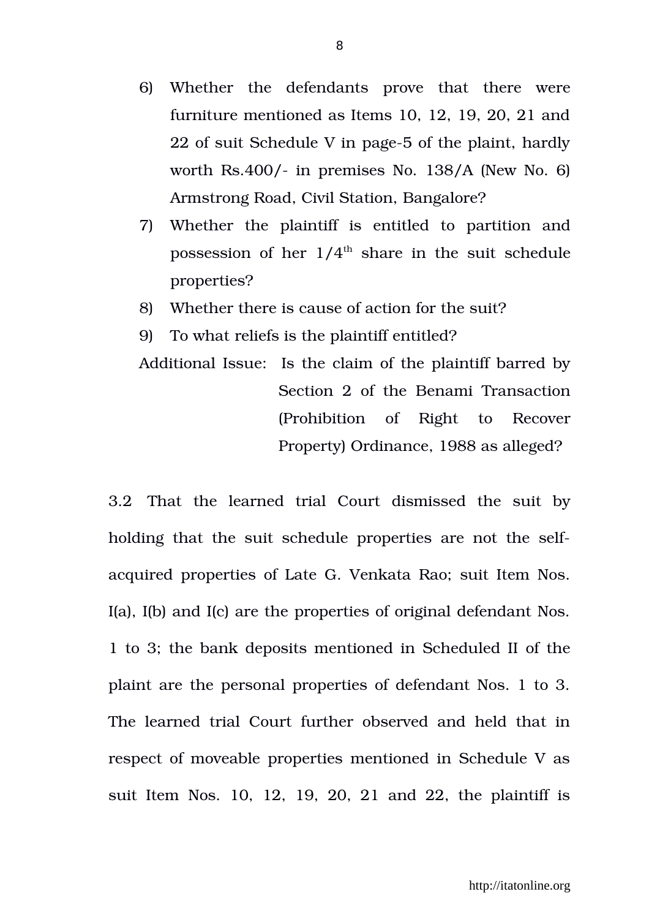6) Whether the defendants prove that there were furniture mentioned as Items 10, 12, 19, 20, 21 and 22 of suit Schedule V in page-5 of the plaint, hardly worth Rs.400/- in premises No. 138/A (New No. 6) Armstrong Road, Civil Station, Bangalore?
7) Whether the plaintiff is entitled to partition and possession of her 1/4th share in the suit schedule properties?
8) Whether there is cause of action for the suit?
9) To what reliefs is the plaintiff entitled?

Additional Issue: Is the claim of the plaintiff barred by Section 2 of the Benami Transaction (Prohibition of Right to Recover Property) Ordinance, 1988 as alleged?

3.2 That the learned trial Court dismissed the suit by holding that the suit schedule properties are not the self-acquired properties of Late G. Venkata Rao; suit Item Nos. I(a), I(b) and I(c) are the properties of original defendant Nos. 1 to 3; the bank deposits mentioned in Scheduled II of the plaint are the personal properties of defendant Nos. 1 to 3. The learned trial Court further observed and held that in respect of moveable properties mentioned in Schedule V as suit Item Nos. 10, 12, 19, 20, 21 and 22, the plaintiff is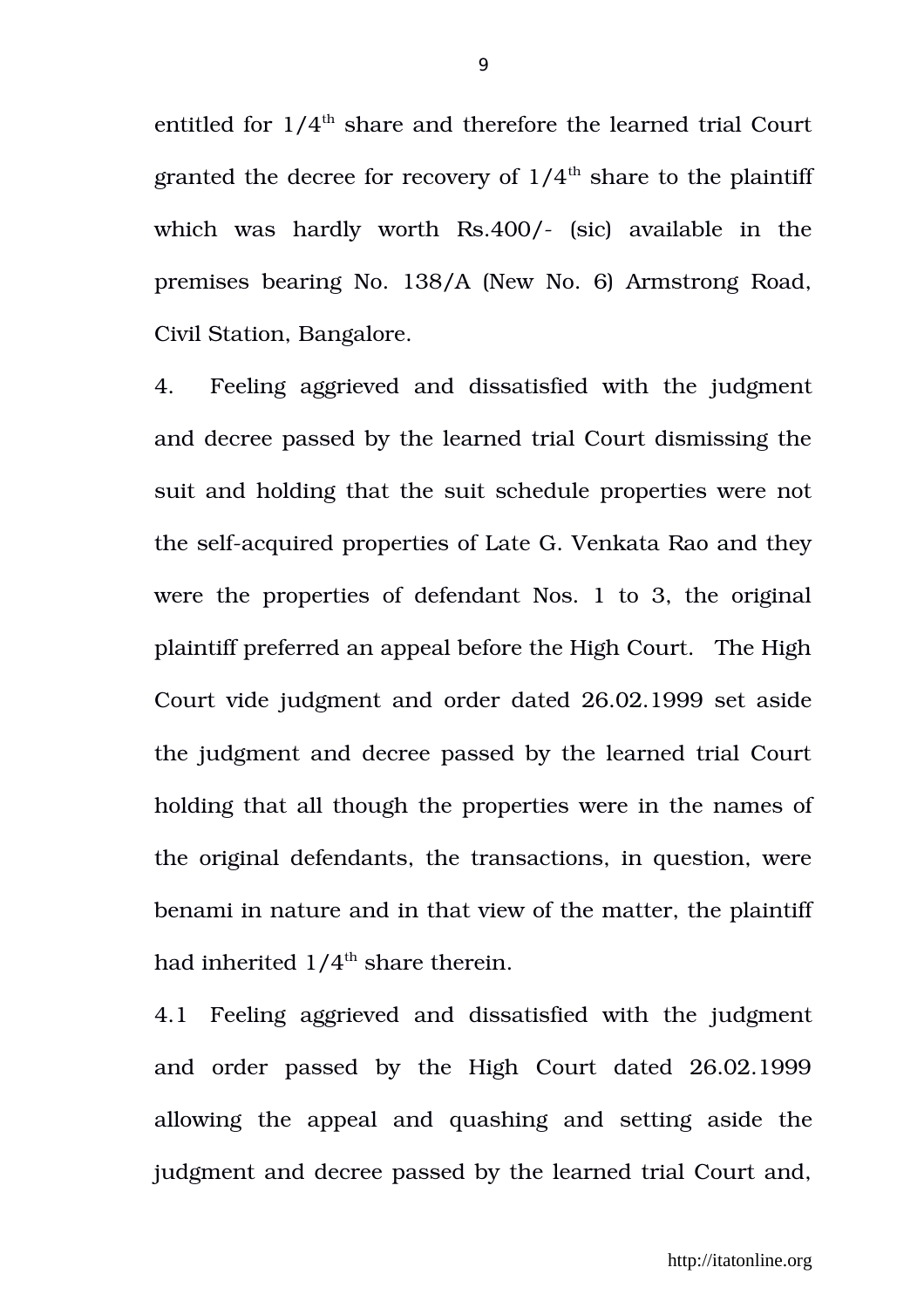entitled for $1/4^{th}$ share and therefore the learned trial Court granted the decree for recovery of $1/4^{th}$ share to the plaintiff which was hardly worth Rs.400/- (sic) available in the premises bearing No. 138/A (New No. 6) Armstrong Road, Civil Station, Bangalore.

4. Feeling aggrieved and dissatisfied with the judgment and decree passed by the learned trial Court dismissing the suit and holding that the suit schedule properties were not the self-acquired properties of Late G. Venkata Rao and they were the properties of defendant Nos. 1 to 3, the original plaintiff preferred an appeal before the High Court. The High Court vide judgment and order dated 26.02.1999 set aside the judgment and decree passed by the learned trial Court holding that all though the properties were in the names of the original defendants, the transactions, in question, were benami in nature and in that view of the matter, the plaintiff had inherited $1/4^{th}$ share therein.

4.1 Feeling aggrieved and dissatisfied with the judgment and order passed by the High Court dated 26.02.1999 allowing the appeal and quashing and setting aside the judgment and decree passed by the learned trial Court and,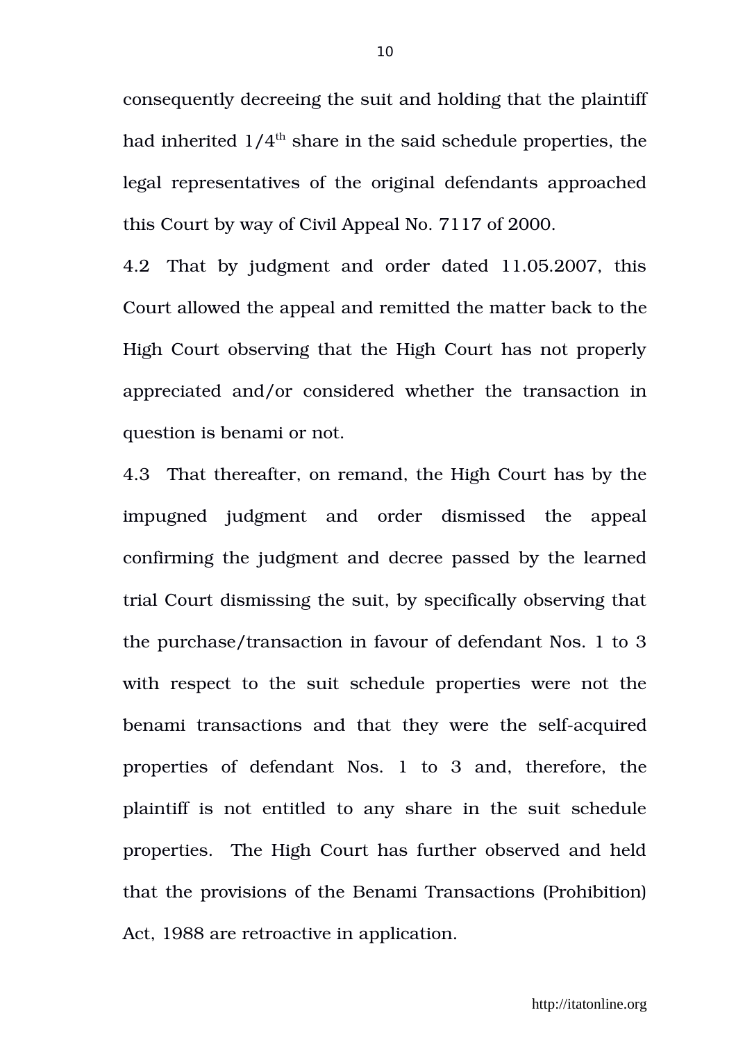consequently decreeing the suit and holding that the plaintiff had inherited 1/4th share in the said schedule properties, the legal representatives of the original defendants approached this Court by way of Civil Appeal No. 7117 of 2000.

4.2 That by judgment and order dated 11.05.2007, this Court allowed the appeal and remitted the matter back to the High Court observing that the High Court has not properly appreciated and/or considered whether the transaction in question is benami or not.

4.3 That thereafter, on remand, the High Court has by the impugned judgment and order dismissed the appeal confirming the judgment and decree passed by the learned trial Court dismissing the suit, by specifically observing that the purchase/transaction in favour of defendant Nos. 1 to 3 with respect to the suit schedule properties were not the benami transactions and that they were the self-acquired properties of defendant Nos. 1 to 3 and, therefore, the plaintiff is not entitled to any share in the suit schedule properties. The High Court has further observed and held that the provisions of the Benami Transactions (Prohibition) Act, 1988 are retroactive in application.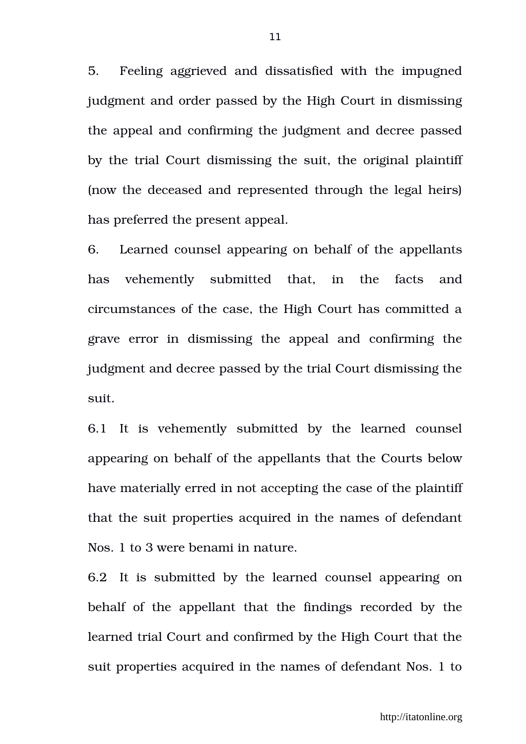5. Feeling aggrieved and dissatisfied with the impugned judgment and order passed by the High Court in dismissing the appeal and confirming the judgment and decree passed by the trial Court dismissing the suit, the original plaintiff (now the deceased and represented through the legal heirs) has preferred the present appeal.

6. Learned counsel appearing on behalf of the appellants has vehemently submitted that, in the facts and circumstances of the case, the High Court has committed a grave error in dismissing the appeal and confirming the judgment and decree passed by the trial Court dismissing the suit.

6.1 It is vehemently submitted by the learned counsel appearing on behalf of the appellants that the Courts below have materially erred in not accepting the case of the plaintiff that the suit properties acquired in the names of defendant Nos. 1 to 3 were benami in nature.

6.2 It is submitted by the learned counsel appearing on behalf of the appellant that the findings recorded by the learned trial Court and confirmed by the High Court that the suit properties acquired in the names of defendant Nos. 1 to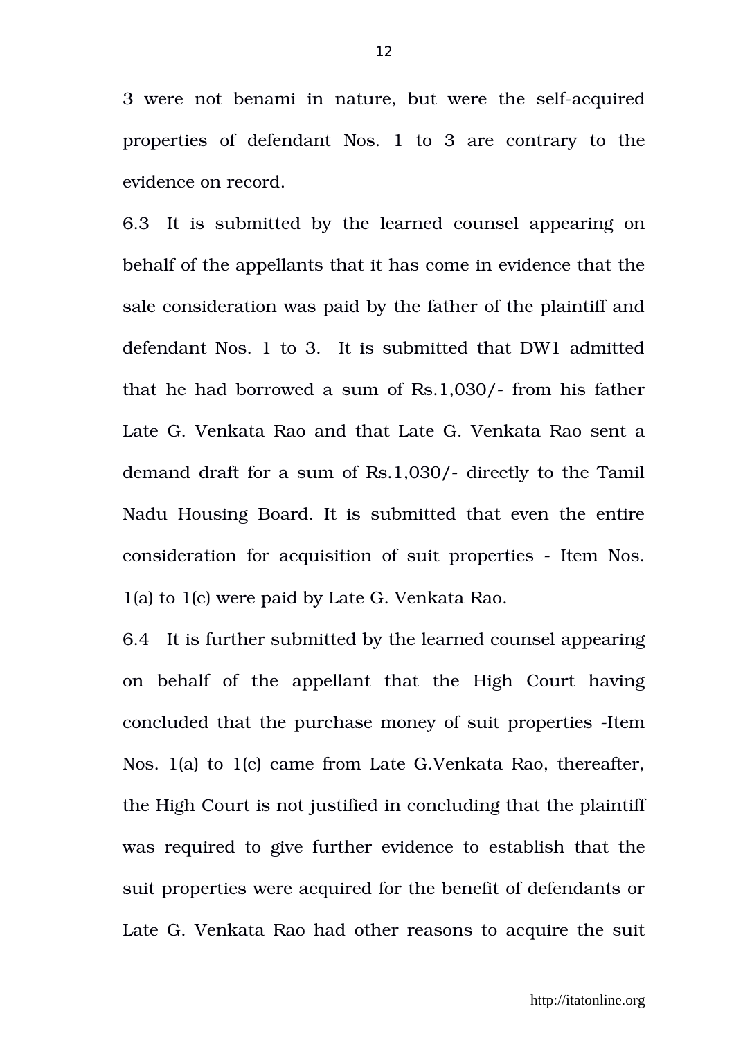3 were not benami in nature, but were the self-acquired properties of defendant Nos. 1 to 3 are contrary to the evidence on record.

6.3 It is submitted by the learned counsel appearing on behalf of the appellants that it has come in evidence that the sale consideration was paid by the father of the plaintiff and defendant Nos. 1 to 3. It is submitted that DW1 admitted that he had borrowed a sum of Rs.1,030/- from his father Late G. Venkata Rao and that Late G. Venkata Rao sent a demand draft for a sum of Rs.1,030/- directly to the Tamil Nadu Housing Board. It is submitted that even the entire consideration for acquisition of suit properties - Item Nos. 1(a) to 1(c) were paid by Late G. Venkata Rao.

6.4 It is further submitted by the learned counsel appearing on behalf of the appellant that the High Court having concluded that the purchase money of suit properties -Item Nos. 1(a) to 1(c) came from Late G.Venkata Rao, thereafter, the High Court is not justified in concluding that the plaintiff was required to give further evidence to establish that the suit properties were acquired for the benefit of defendants or Late G. Venkata Rao had other reasons to acquire the suit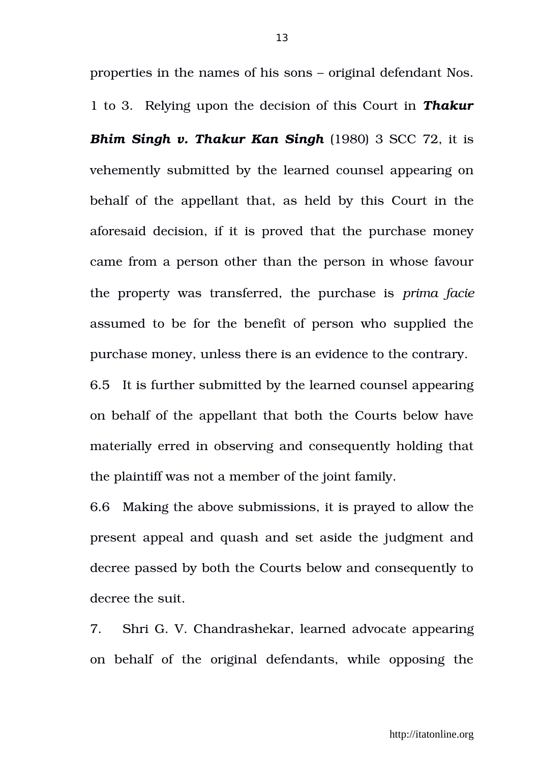properties in the names of his sons – original defendant Nos. 1 to 3. Relying upon the decision of this Court in ***Thakur Bhim Singh v. Thakur Kan Singh*** (1980) 3 SCC 72, it is vehemently submitted by the learned counsel appearing on behalf of the appellant that, as held by this Court in the aforesaid decision, if it is proved that the purchase money came from a person other than the person in whose favour the property was transferred, the purchase is *prima facie* assumed to be for the benefit of person who supplied the purchase money, unless there is an evidence to the contrary.

6.5 It is further submitted by the learned counsel appearing on behalf of the appellant that both the Courts below have materially erred in observing and consequently holding that the plaintiff was not a member of the joint family.

6.6 Making the above submissions, it is prayed to allow the present appeal and quash and set aside the judgment and decree passed by both the Courts below and consequently to decree the suit.

7. Shri G. V. Chandrashekar, learned advocate appearing on behalf of the original defendants, while opposing the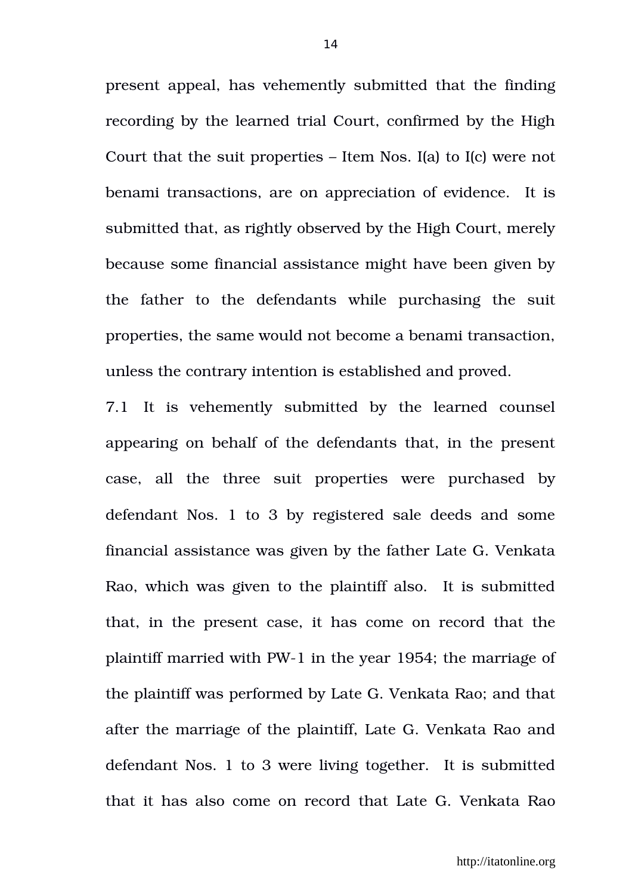present appeal, has vehemently submitted that the finding recording by the learned trial Court, confirmed by the High Court that the suit properties – Item Nos. I(a) to I(c) were not benami transactions, are on appreciation of evidence. It is submitted that, as rightly observed by the High Court, merely because some financial assistance might have been given by the father to the defendants while purchasing the suit properties, the same would not become a benami transaction, unless the contrary intention is established and proved.

7.1 It is vehemently submitted by the learned counsel appearing on behalf of the defendants that, in the present case, all the three suit properties were purchased by defendant Nos. 1 to 3 by registered sale deeds and some financial assistance was given by the father Late G. Venkata Rao, which was given to the plaintiff also. It is submitted that, in the present case, it has come on record that the plaintiff married with PW-1 in the year 1954; the marriage of the plaintiff was performed by Late G. Venkata Rao; and that after the marriage of the plaintiff, Late G. Venkata Rao and defendant Nos. 1 to 3 were living together. It is submitted that it has also come on record that Late G. Venkata Rao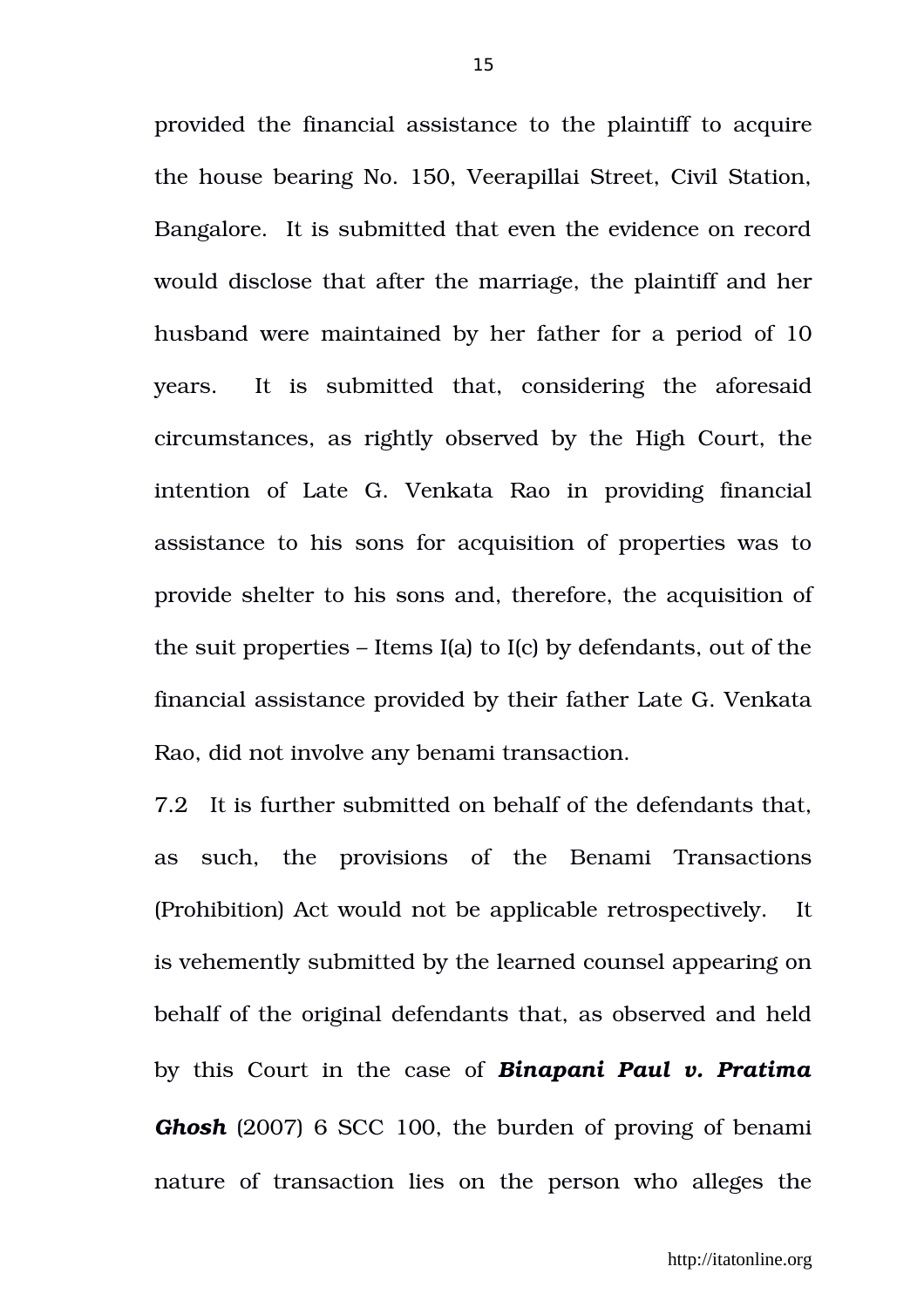provided the financial assistance to the plaintiff to acquire the house bearing No. 150, Veerapillai Street, Civil Station, Bangalore. It is submitted that even the evidence on record would disclose that after the marriage, the plaintiff and her husband were maintained by her father for a period of 10 years. It is submitted that, considering the aforesaid circumstances, as rightly observed by the High Court, the intention of Late G. Venkata Rao in providing financial assistance to his sons for acquisition of properties was to provide shelter to his sons and, therefore, the acquisition of the suit properties – Items I(a) to I(c) by defendants, out of the financial assistance provided by their father Late G. Venkata Rao, did not involve any benami transaction.

7.2 It is further submitted on behalf of the defendants that, as such, the provisions of the Benami Transactions (Prohibition) Act would not be applicable retrospectively. It is vehemently submitted by the learned counsel appearing on behalf of the original defendants that, as observed and held by this Court in the case of ***Binapani Paul v. Pratima Ghosh*** (2007) 6 SCC 100, the burden of proving of benami nature of transaction lies on the person who alleges the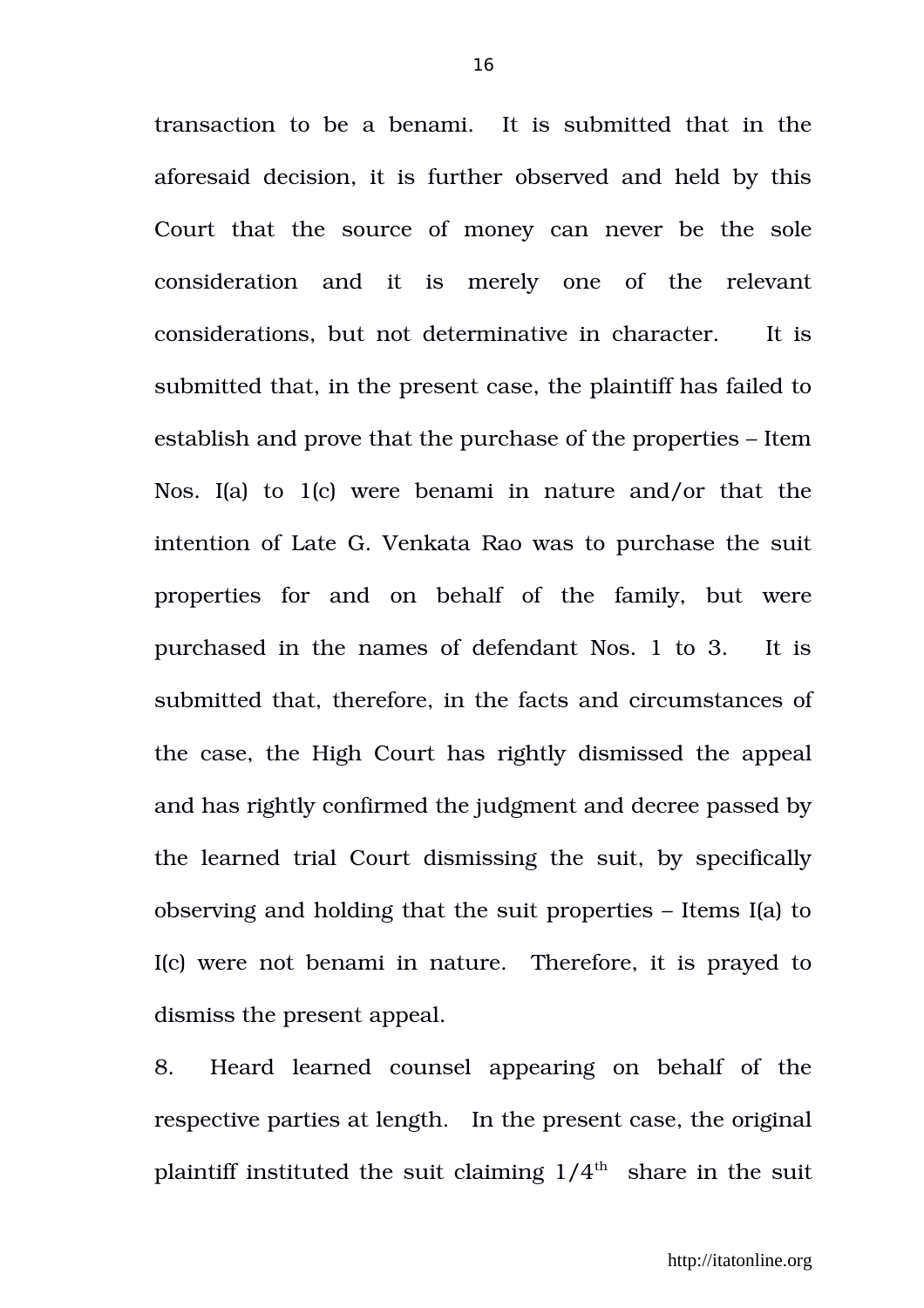transaction to be a benami. It is submitted that in the aforesaid decision, it is further observed and held by this Court that the source of money can never be the sole consideration and it is merely one of the relevant considerations, but not determinative in character. It is submitted that, in the present case, the plaintiff has failed to establish and prove that the purchase of the properties – Item Nos. I(a) to 1(c) were benami in nature and/or that the intention of Late G. Venkata Rao was to purchase the suit properties for and on behalf of the family, but were purchased in the names of defendant Nos. 1 to 3. It is submitted that, therefore, in the facts and circumstances of the case, the High Court has rightly dismissed the appeal and has rightly confirmed the judgment and decree passed by the learned trial Court dismissing the suit, by specifically observing and holding that the suit properties – Items I(a) to I(c) were not benami in nature. Therefore, it is prayed to dismiss the present appeal.

8. Heard learned counsel appearing on behalf of the respective parties at length. In the present case, the original plaintiff instituted the suit claiming $1/4^{th}$ share in the suit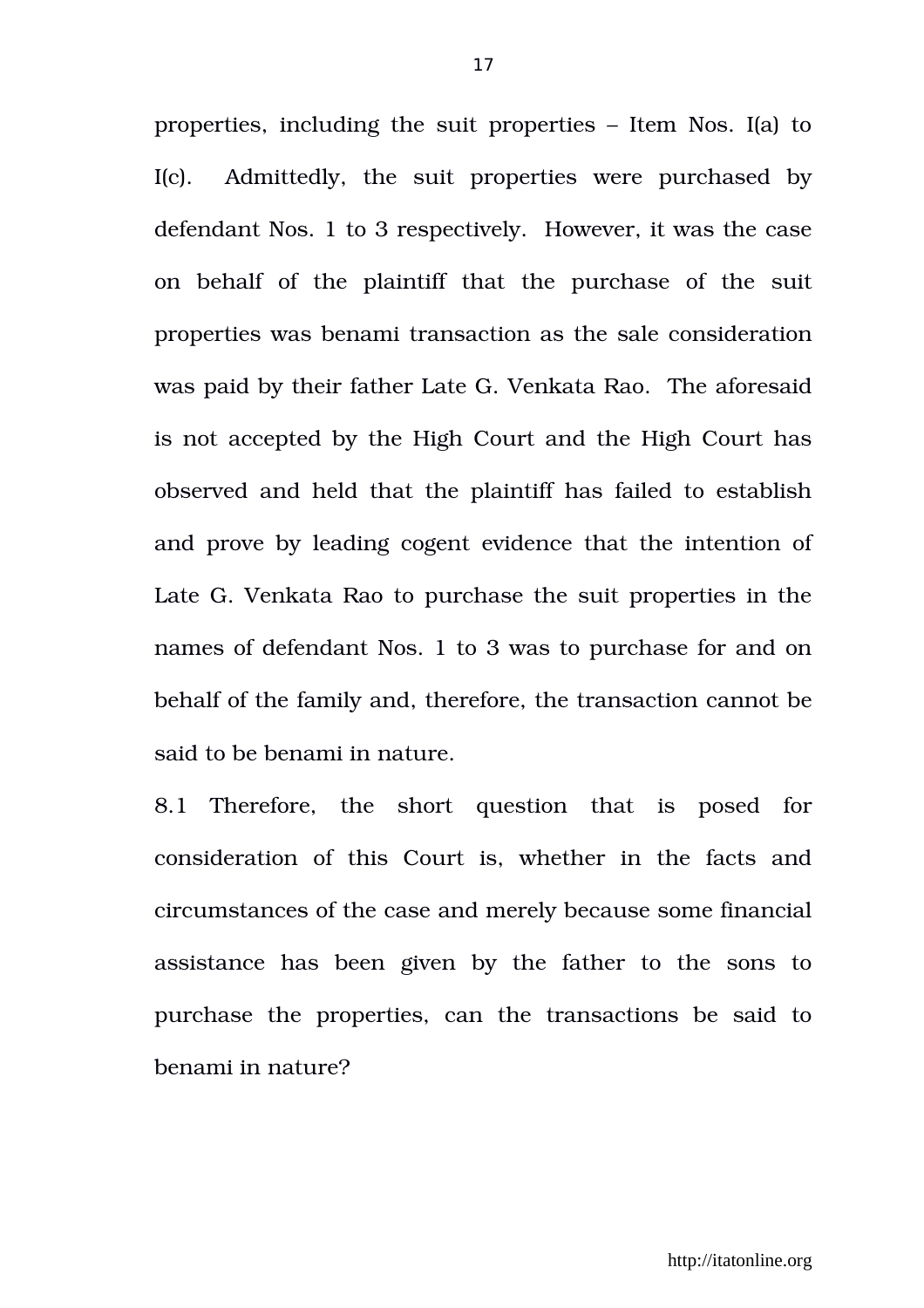properties, including the suit properties – Item Nos. I(a) to I(c). Admittedly, the suit properties were purchased by defendant Nos. 1 to 3 respectively. However, it was the case on behalf of the plaintiff that the purchase of the suit properties was benami transaction as the sale consideration was paid by their father Late G. Venkata Rao. The aforesaid is not accepted by the High Court and the High Court has observed and held that the plaintiff has failed to establish and prove by leading cogent evidence that the intention of Late G. Venkata Rao to purchase the suit properties in the names of defendant Nos. 1 to 3 was to purchase for and on behalf of the family and, therefore, the transaction cannot be said to be benami in nature.

8.1 Therefore, the short question that is posed for consideration of this Court is, whether in the facts and circumstances of the case and merely because some financial assistance has been given by the father to the sons to purchase the properties, can the transactions be said to benami in nature?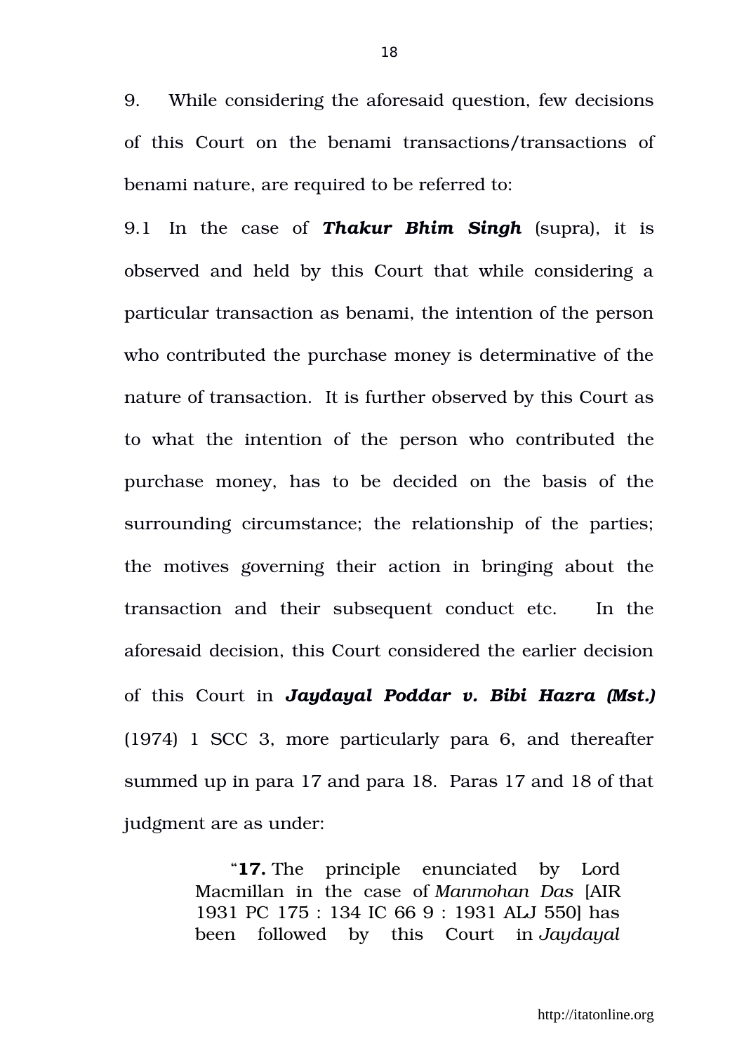9. While considering the aforesaid question, few decisions of this Court on the benami transactions/transactions of benami nature, are required to be referred to:

9.1 In the case of ***Thakur Bhim Singh*** (supra), it is observed and held by this Court that while considering a particular transaction as benami, the intention of the person who contributed the purchase money is determinative of the nature of transaction. It is further observed by this Court as to what the intention of the person who contributed the purchase money, has to be decided on the basis of the surrounding circumstance; the relationship of the parties; the motives governing their action in bringing about the transaction and their subsequent conduct etc. In the aforesaid decision, this Court considered the earlier decision of this Court in ***Jaydayal Poddar v. Bibi Hazra (Mst.)*** (1974) 1 SCC 3, more particularly para 6, and thereafter summed up in para 17 and para 18. Paras 17 and 18 of that judgment are as under:

> "**17.** The principle enunciated by Lord Macmillan in the case of *Manmohan Das* [AIR 1931 PC 175 : 134 IC 66 9 : 1931 ALJ 550] has been followed by this Court in *Jaydayal*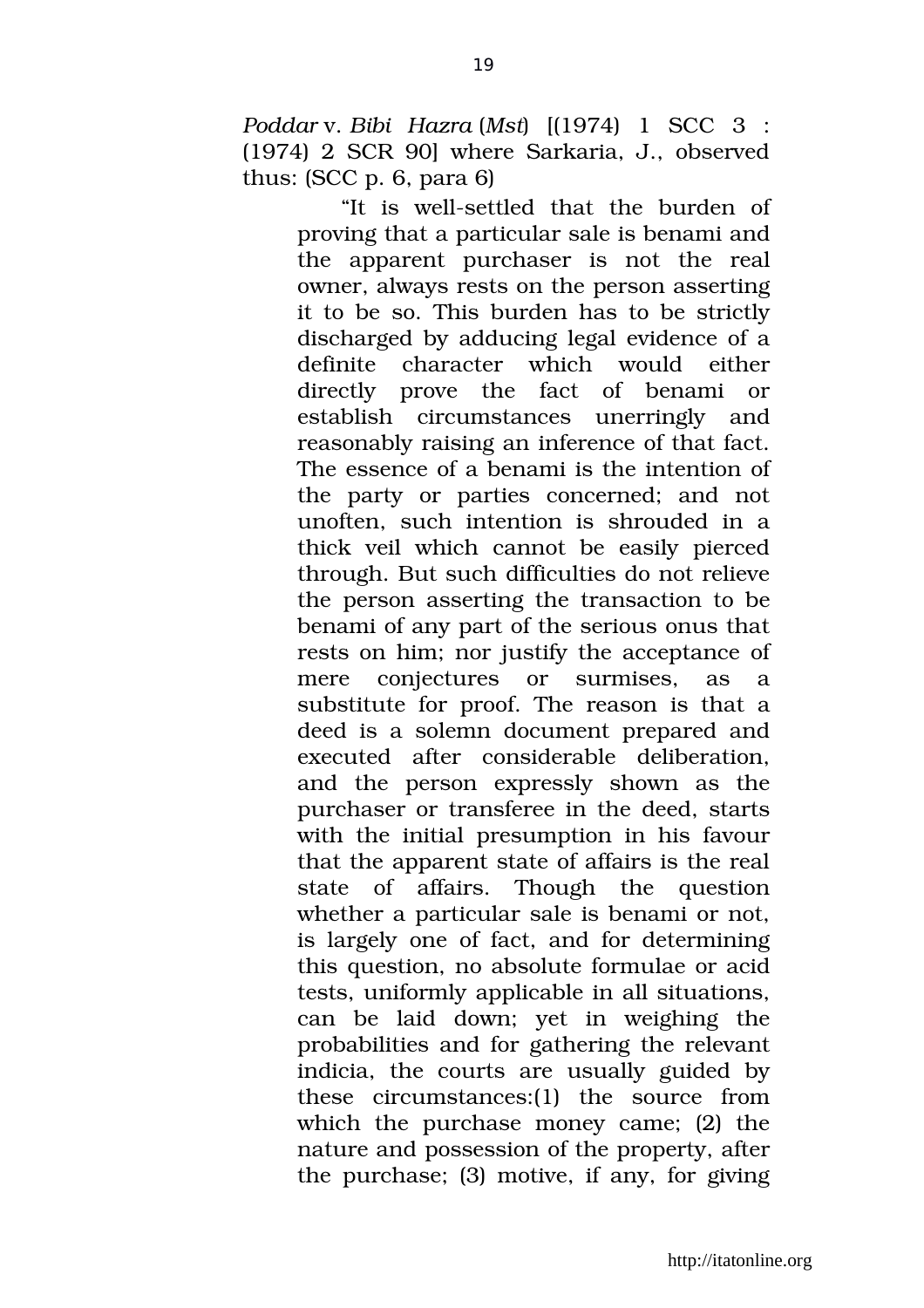*Poddar* v. *Bibi Hazra* (*Mst*) [(1974) 1 SCC 3 : (1974) 2 SCR 90] where Sarkaria, J., observed thus: (SCC p. 6, para 6)

> "It is well-settled that the burden of proving that a particular sale is benami and the apparent purchaser is not the real owner, always rests on the person asserting it to be so. This burden has to be strictly discharged by adducing legal evidence of a definite character which would either directly prove the fact of benami or establish circumstances unerringly and reasonably raising an inference of that fact. The essence of a benami is the intention of the party or parties concerned; and not unoften, such intention is shrouded in a thick veil which cannot be easily pierced through. But such difficulties do not relieve the person asserting the transaction to be benami of any part of the serious onus that rests on him; nor justify the acceptance of mere conjectures or surmises, as a substitute for proof. The reason is that a deed is a solemn document prepared and executed after considerable deliberation, and the person expressly shown as the purchaser or transferee in the deed, starts with the initial presumption in his favour that the apparent state of affairs is the real state of affairs. Though the question whether a particular sale is benami or not, is largely one of fact, and for determining this question, no absolute formulae or acid tests, uniformly applicable in all situations, can be laid down; yet in weighing the probabilities and for gathering the relevant indicia, the courts are usually guided by these circumstances:(1) the source from which the purchase money came; (2) the nature and possession of the property, after the purchase; (3) motive, if any, for giving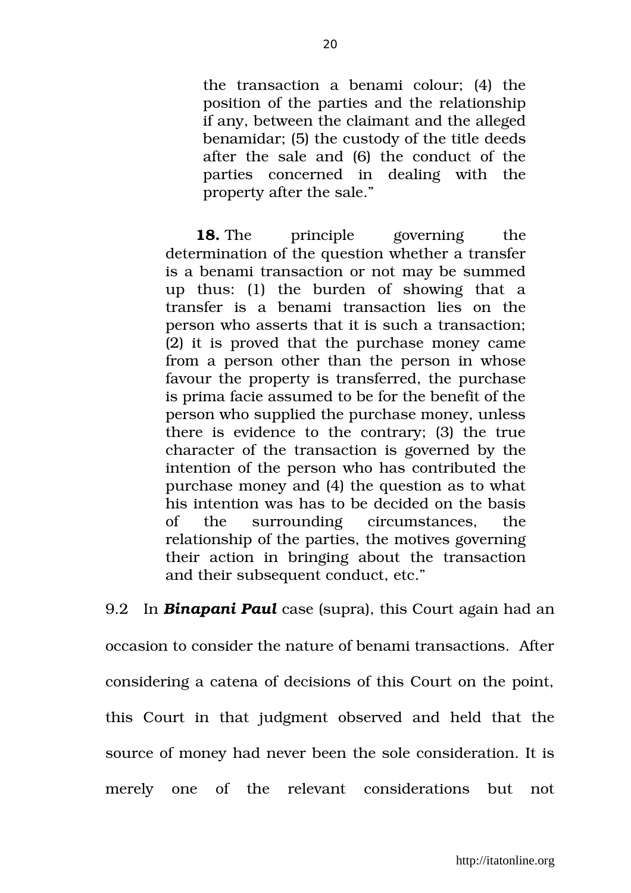> the transaction a benami colour; (4) the position of the parties and the relationship if any, between the claimant and the alleged benamidar; (5) the custody of the title deeds after the sale and (6) the conduct of the parties concerned in dealing with the property after the sale."
>
> **18.** The principle governing the determination of the question whether a transfer is a benami transaction or not may be summed up thus: (1) the burden of showing that a transfer is a benami transaction lies on the person who asserts that it is such a transaction; (2) it is proved that the purchase money came from a person other than the person in whose favour the property is transferred, the purchase is prima facie assumed to be for the benefit of the person who supplied the purchase money, unless there is evidence to the contrary; (3) the true character of the transaction is governed by the intention of the person who has contributed the purchase money and (4) the question as to what his intention was has to be decided on the basis of the surrounding circumstances, the relationship of the parties, the motives governing their action in bringing about the transaction and their subsequent conduct, etc."

9.2 In ***Binapani Paul*** case (supra), this Court again had an occasion to consider the nature of benami transactions. After considering a catena of decisions of this Court on the point, this Court in that judgment observed and held that the source of money had never been the sole consideration. It is merely one of the relevant considerations but not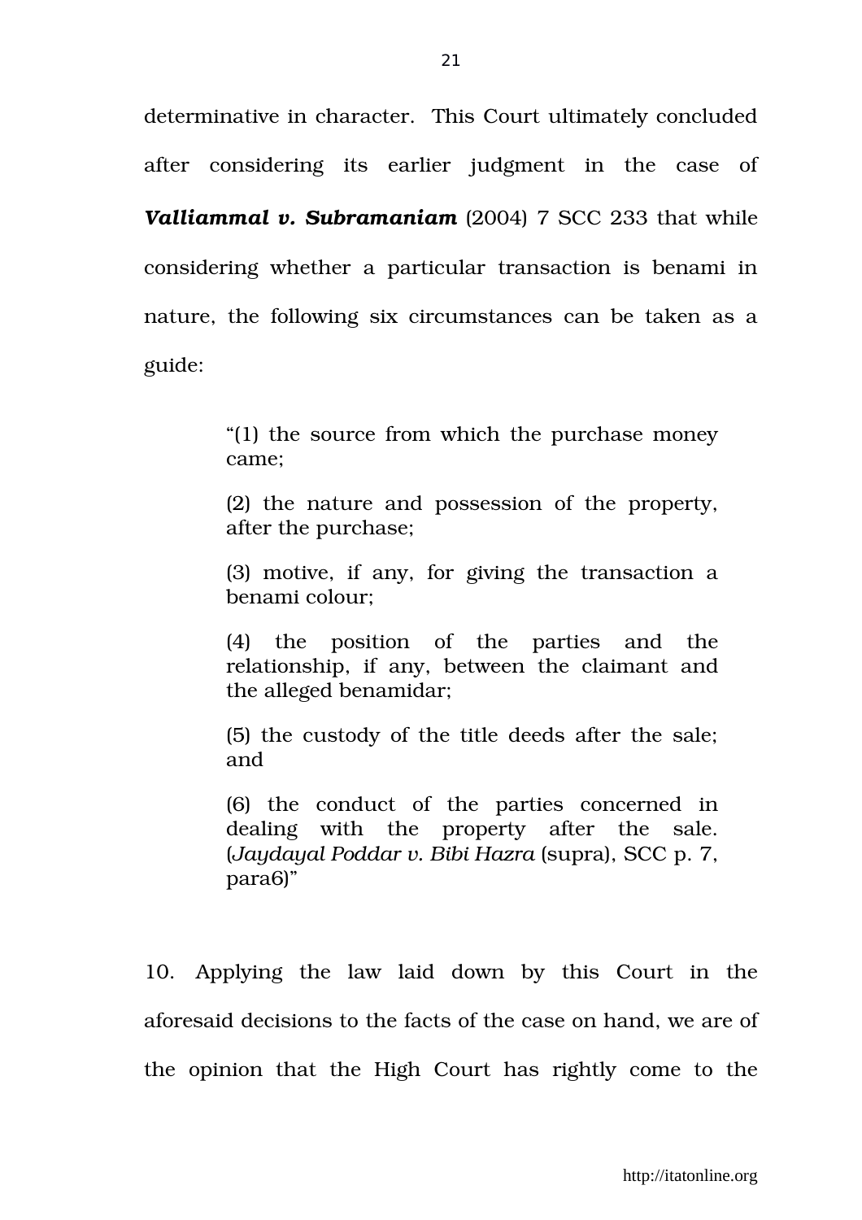determinative in character. This Court ultimately concluded after considering its earlier judgment in the case of ***Valliammal v. Subramaniam*** (2004) 7 SCC 233 that while considering whether a particular transaction is benami in nature, the following six circumstances can be taken as a guide:

> "(1) the source from which the purchase money came;
>
> (2) the nature and possession of the property, after the purchase;
>
> (3) motive, if any, for giving the transaction a benami colour;
>
> (4) the position of the parties and the relationship, if any, between the claimant and the alleged benamidar;
>
> (5) the custody of the title deeds after the sale; and
>
> (6) the conduct of the parties concerned in dealing with the property after the sale. (*Jaydayal Poddar v. Bibi Hazra* (supra), SCC p. 7, para6)"

10. Applying the law laid down by this Court in the aforesaid decisions to the facts of the case on hand, we are of the opinion that the High Court has rightly come to the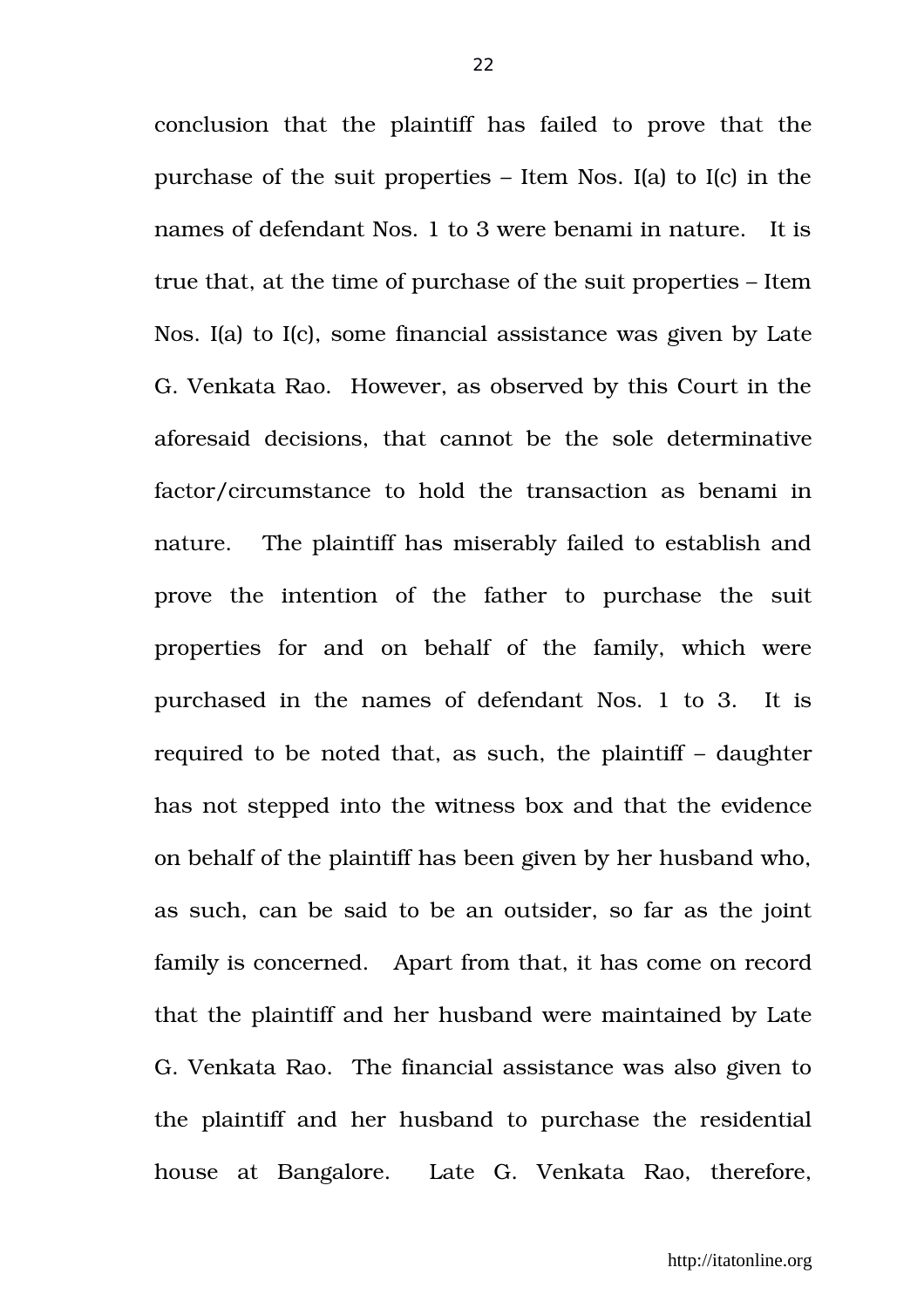conclusion that the plaintiff has failed to prove that the purchase of the suit properties – Item Nos. I(a) to I(c) in the names of defendant Nos. 1 to 3 were benami in nature. It is true that, at the time of purchase of the suit properties – Item Nos. I(a) to I(c), some financial assistance was given by Late G. Venkata Rao. However, as observed by this Court in the aforesaid decisions, that cannot be the sole determinative factor/circumstance to hold the transaction as benami in nature. The plaintiff has miserably failed to establish and prove the intention of the father to purchase the suit properties for and on behalf of the family, which were purchased in the names of defendant Nos. 1 to 3. It is required to be noted that, as such, the plaintiff – daughter has not stepped into the witness box and that the evidence on behalf of the plaintiff has been given by her husband who, as such, can be said to be an outsider, so far as the joint family is concerned. Apart from that, it has come on record that the plaintiff and her husband were maintained by Late G. Venkata Rao. The financial assistance was also given to the plaintiff and her husband to purchase the residential house at Bangalore. Late G. Venkata Rao, therefore,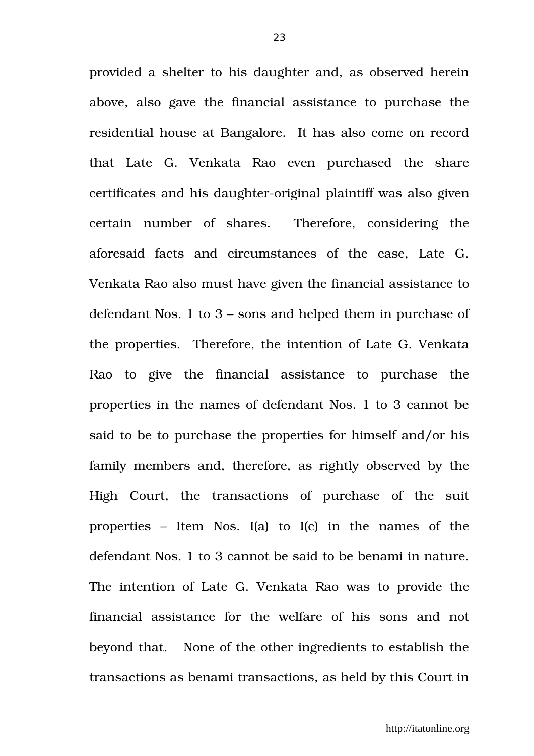provided a shelter to his daughter and, as observed herein above, also gave the financial assistance to purchase the residential house at Bangalore. It has also come on record that Late G. Venkata Rao even purchased the share certificates and his daughter-original plaintiff was also given certain number of shares. Therefore, considering the aforesaid facts and circumstances of the case, Late G. Venkata Rao also must have given the financial assistance to defendant Nos. 1 to 3 – sons and helped them in purchase of the properties. Therefore, the intention of Late G. Venkata Rao to give the financial assistance to purchase the properties in the names of defendant Nos. 1 to 3 cannot be said to be to purchase the properties for himself and/or his family members and, therefore, as rightly observed by the High Court, the transactions of purchase of the suit properties – Item Nos. I(a) to I(c) in the names of the defendant Nos. 1 to 3 cannot be said to be benami in nature. The intention of Late G. Venkata Rao was to provide the financial assistance for the welfare of his sons and not beyond that. None of the other ingredients to establish the transactions as benami transactions, as held by this Court in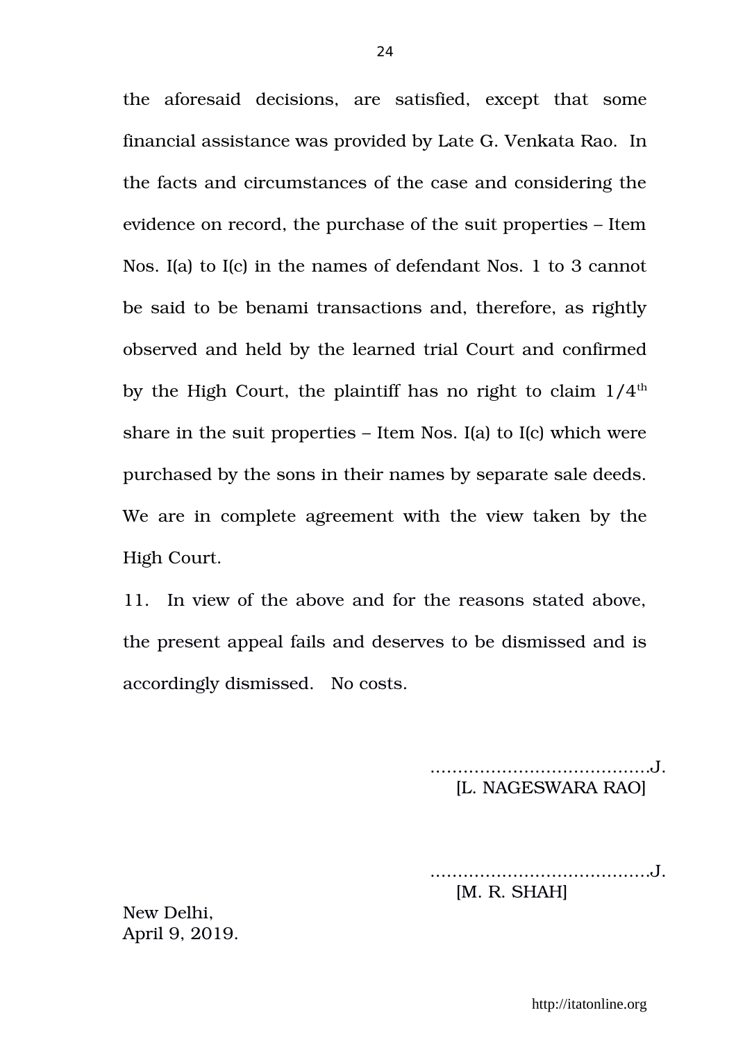the aforesaid decisions, are satisfied, except that some financial assistance was provided by Late G. Venkata Rao. In the facts and circumstances of the case and considering the evidence on record, the purchase of the suit properties – Item Nos. I(a) to I(c) in the names of defendant Nos. 1 to 3 cannot be said to be benami transactions and, therefore, as rightly observed and held by the learned trial Court and confirmed by the High Court, the plaintiff has no right to claim 1/4th share in the suit properties – Item Nos. I(a) to I(c) which were purchased by the sons in their names by separate sale deeds. We are in complete agreement with the view taken by the High Court.

11. In view of the above and for the reasons stated above, the present appeal fails and deserves to be dismissed and is accordingly dismissed. No costs.

……………………………….J.
[L. NAGESWARA RAO]

……………………………….J.
[M. R. SHAH]

New Delhi,
April 9, 2019.